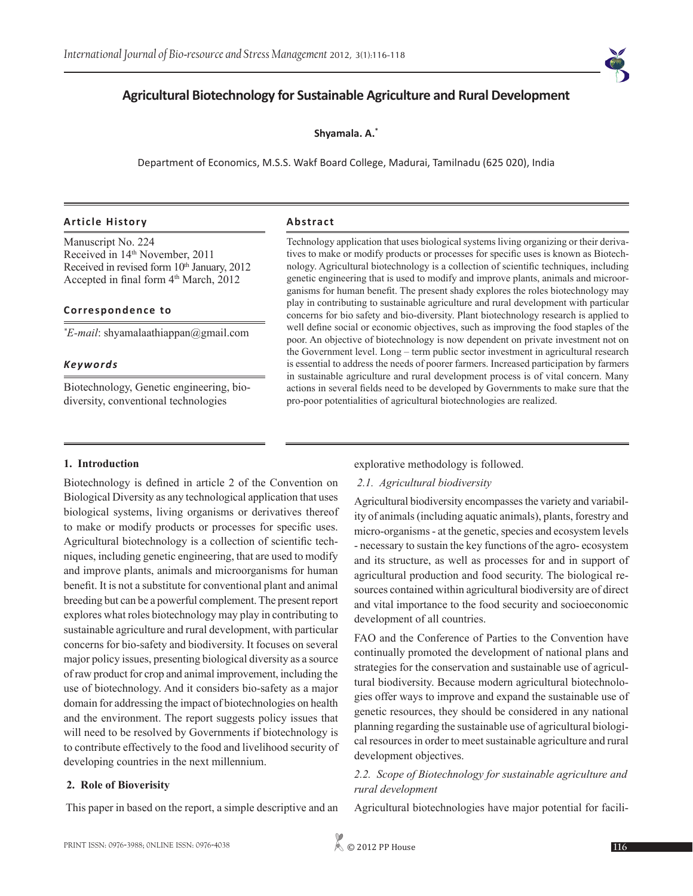# Agricultural Biotechnology for Sustainable Agriculture and Rural Development

**Shyamala. A.***

Department of Economics, M.S.S. Wakf Board College, Madurai, Tamilnadu (625 020), India

### Article History

Manuscript No. 224
Received in 14th November, 2011
Received in revised form 10th January, 2012
Accepted in final form 4th March, 2012

### Correspondence to

**E-mail*: shyamalaathiappan@gmail.com

### *Keywords*

Biotechnology, Genetic engineering, biodiversity, conventional technologies

### Abstract

Technology application that uses biological systems living organizing or their derivatives to make or modify products or processes for specific uses is known as Biotechnology. Agricultural biotechnology is a collection of scientific techniques, including genetic engineering that is used to modify and improve plants, animals and microorganisms for human benefit. The present shady explores the roles biotechnology may play in contributing to sustainable agriculture and rural development with particular concerns for bio safety and bio-diversity. Plant biotechnology research is applied to well define social or economic objectives, such as improving the food staples of the poor. An objective of biotechnology is now dependent on private investment not on the Government level. Long – term public sector investment in agricultural research is essential to address the needs of poorer farmers. Increased participation by farmers in sustainable agriculture and rural development process is of vital concern. Many actions in several fields need to be developed by Governments to make sure that the pro-poor potentialities of agricultural biotechnologies are realized.

## 1. Introduction

Biotechnology is defined in article 2 of the Convention on Biological Diversity as any technological application that uses biological systems, living organisms or derivatives thereof to make or modify products or processes for specific uses. Agricultural biotechnology is a collection of scientific techniques, including genetic engineering, that are used to modify and improve plants, animals and microorganisms for human benefit. It is not a substitute for conventional plant and animal breeding but can be a powerful complement. The present report explores what roles biotechnology may play in contributing to sustainable agriculture and rural development, with particular concerns for bio-safety and biodiversity. It focuses on several major policy issues, presenting biological diversity as a source of raw product for crop and animal improvement, including the use of biotechnology. And it considers bio-safety as a major domain for addressing the impact of biotechnologies on health and the environment. The report suggests policy issues that will need to be resolved by Governments if biotechnology is to contribute effectively to the food and livelihood security of developing countries in the next millennium.

## 2. Role of Bioverisity

This paper in based on the report, a simple descriptive and an explorative methodology is followed.

### *2.1. Agricultural biodiversity*

Agricultural biodiversity encompasses the variety and variability of animals (including aquatic animals), plants, forestry and micro-organisms - at the genetic, species and ecosystem levels - necessary to sustain the key functions of the agro- ecosystem and its structure, as well as processes for and in support of agricultural production and food security. The biological resources contained within agricultural biodiversity are of direct and vital importance to the food security and socioeconomic development of all countries.

FAO and the Conference of Parties to the Convention have continually promoted the development of national plans and strategies for the conservation and sustainable use of agricultural biodiversity. Because modern agricultural biotechnologies offer ways to improve and expand the sustainable use of genetic resources, they should be considered in any national planning regarding the sustainable use of agricultural biological resources in order to meet sustainable agriculture and rural development objectives.

### *2.2. Scope of Biotechnology for sustainable agriculture and rural development*

Agricultural biotechnologies have major potential for facili-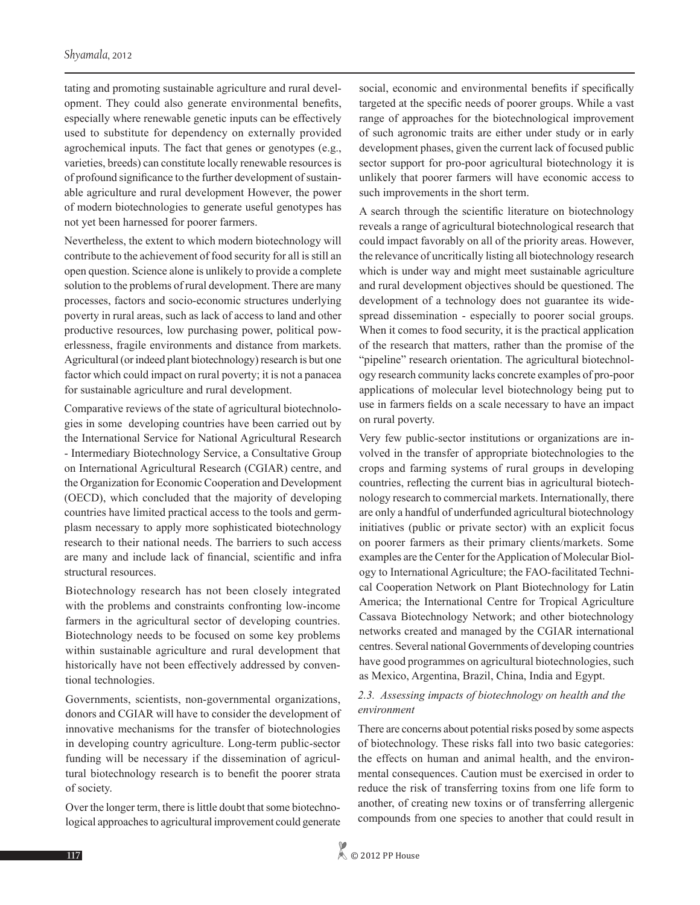tating and promoting sustainable agriculture and rural development. They could also generate environmental benefits, especially where renewable genetic inputs can be effectively used to substitute for dependency on externally provided agrochemical inputs. The fact that genes or genotypes (e.g., varieties, breeds) can constitute locally renewable resources is of profound significance to the further development of sustainable agriculture and rural development However, the power of modern biotechnologies to generate useful genotypes has not yet been harnessed for poorer farmers.

Nevertheless, the extent to which modern biotechnology will contribute to the achievement of food security for all is still an open question. Science alone is unlikely to provide a complete solution to the problems of rural development. There are many processes, factors and socio-economic structures underlying poverty in rural areas, such as lack of access to land and other productive resources, low purchasing power, political powerlessness, fragile environments and distance from markets. Agricultural (or indeed plant biotechnology) research is but one factor which could impact on rural poverty; it is not a panacea for sustainable agriculture and rural development.

Comparative reviews of the state of agricultural biotechnologies in some developing countries have been carried out by the International Service for National Agricultural Research - Intermediary Biotechnology Service, a Consultative Group on International Agricultural Research (CGIAR) centre, and the Organization for Economic Cooperation and Development (OECD), which concluded that the majority of developing countries have limited practical access to the tools and germplasm necessary to apply more sophisticated biotechnology research to their national needs. The barriers to such access are many and include lack of financial, scientific and infra structural resources.

Biotechnology research has not been closely integrated with the problems and constraints confronting low-income farmers in the agricultural sector of developing countries. Biotechnology needs to be focused on some key problems within sustainable agriculture and rural development that historically have not been effectively addressed by conventional technologies.

Governments, scientists, non-governmental organizations, donors and CGIAR will have to consider the development of innovative mechanisms for the transfer of biotechnologies in developing country agriculture. Long-term public-sector funding will be necessary if the dissemination of agricultural biotechnology research is to benefit the poorer strata of society.

Over the longer term, there is little doubt that some biotechnological approaches to agricultural improvement could generate social, economic and environmental benefits if specifically targeted at the specific needs of poorer groups. While a vast range of approaches for the biotechnological improvement of such agronomic traits are either under study or in early development phases, given the current lack of focused public sector support for pro-poor agricultural biotechnology it is unlikely that poorer farmers will have economic access to such improvements in the short term.

A search through the scientific literature on biotechnology reveals a range of agricultural biotechnological research that could impact favorably on all of the priority areas. However, the relevance of uncritically listing all biotechnology research which is under way and might meet sustainable agriculture and rural development objectives should be questioned. The development of a technology does not guarantee its widespread dissemination - especially to poorer social groups. When it comes to food security, it is the practical application of the research that matters, rather than the promise of the "pipeline" research orientation. The agricultural biotechnology research community lacks concrete examples of pro-poor applications of molecular level biotechnology being put to use in farmers fields on a scale necessary to have an impact on rural poverty.

Very few public-sector institutions or organizations are involved in the transfer of appropriate biotechnologies to the crops and farming systems of rural groups in developing countries, reflecting the current bias in agricultural biotechnology research to commercial markets. Internationally, there are only a handful of underfunded agricultural biotechnology initiatives (public or private sector) with an explicit focus on poorer farmers as their primary clients/markets. Some examples are the Center for the Application of Molecular Biology to International Agriculture; the FAO-facilitated Technical Cooperation Network on Plant Biotechnology for Latin America; the International Centre for Tropical Agriculture Cassava Biotechnology Network; and other biotechnology networks created and managed by the CGIAR international centres. Several national Governments of developing countries have good programmes on agricultural biotechnologies, such as Mexico, Argentina, Brazil, China, India and Egypt.

### *2.3. Assessing impacts of biotechnology on health and the environment*

There are concerns about potential risks posed by some aspects of biotechnology. These risks fall into two basic categories: the effects on human and animal health, and the environmental consequences. Caution must be exercised in order to reduce the risk of transferring toxins from one life form to another, of creating new toxins or of transferring allergenic compounds from one species to another that could result in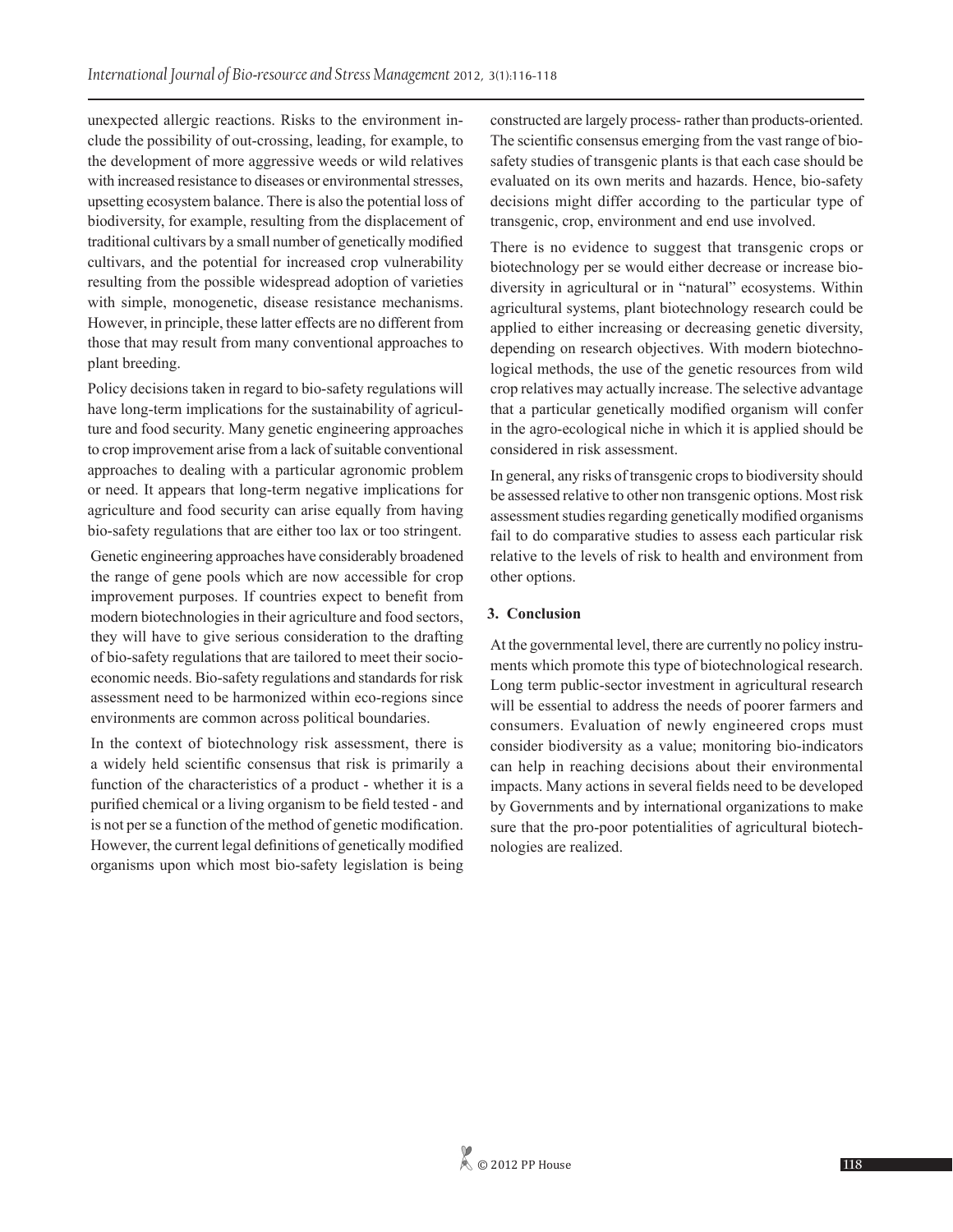unexpected allergic reactions. Risks to the environment include the possibility of out-crossing, leading, for example, to the development of more aggressive weeds or wild relatives with increased resistance to diseases or environmental stresses, upsetting ecosystem balance. There is also the potential loss of biodiversity, for example, resulting from the displacement of traditional cultivars by a small number of genetically modified cultivars, and the potential for increased crop vulnerability resulting from the possible widespread adoption of varieties with simple, monogenetic, disease resistance mechanisms. However, in principle, these latter effects are no different from those that may result from many conventional approaches to plant breeding.

Policy decisions taken in regard to bio-safety regulations will have long-term implications for the sustainability of agriculture and food security. Many genetic engineering approaches to crop improvement arise from a lack of suitable conventional approaches to dealing with a particular agronomic problem or need. It appears that long-term negative implications for agriculture and food security can arise equally from having bio-safety regulations that are either too lax or too stringent.

Genetic engineering approaches have considerably broadened the range of gene pools which are now accessible for crop improvement purposes. If countries expect to benefit from modern biotechnologies in their agriculture and food sectors, they will have to give serious consideration to the drafting of bio-safety regulations that are tailored to meet their socio-economic needs. Bio-safety regulations and standards for risk assessment need to be harmonized within eco-regions since environments are common across political boundaries.

In the context of biotechnology risk assessment, there is a widely held scientific consensus that risk is primarily a function of the characteristics of a product - whether it is a purified chemical or a living organism to be field tested - and is not per se a function of the method of genetic modification. However, the current legal definitions of genetically modified organisms upon which most bio-safety legislation is being constructed are largely process- rather than products-oriented. The scientific consensus emerging from the vast range of bio-safety studies of transgenic plants is that each case should be evaluated on its own merits and hazards. Hence, bio-safety decisions might differ according to the particular type of transgenic, crop, environment and end use involved.

There is no evidence to suggest that transgenic crops or biotechnology per se would either decrease or increase biodiversity in agricultural or in "natural" ecosystems. Within agricultural systems, plant biotechnology research could be applied to either increasing or decreasing genetic diversity, depending on research objectives. With modern biotechnological methods, the use of the genetic resources from wild crop relatives may actually increase. The selective advantage that a particular genetically modified organism will confer in the agro-ecological niche in which it is applied should be considered in risk assessment.

In general, any risks of transgenic crops to biodiversity should be assessed relative to other non transgenic options. Most risk assessment studies regarding genetically modified organisms fail to do comparative studies to assess each particular risk relative to the levels of risk to health and environment from other options.

## 3. Conclusion

At the governmental level, there are currently no policy instruments which promote this type of biotechnological research. Long term public-sector investment in agricultural research will be essential to address the needs of poorer farmers and consumers. Evaluation of newly engineered crops must consider biodiversity as a value; monitoring bio-indicators can help in reaching decisions about their environmental impacts. Many actions in several fields need to be developed by Governments and by international organizations to make sure that the pro-poor potentialities of agricultural biotechnologies are realized.